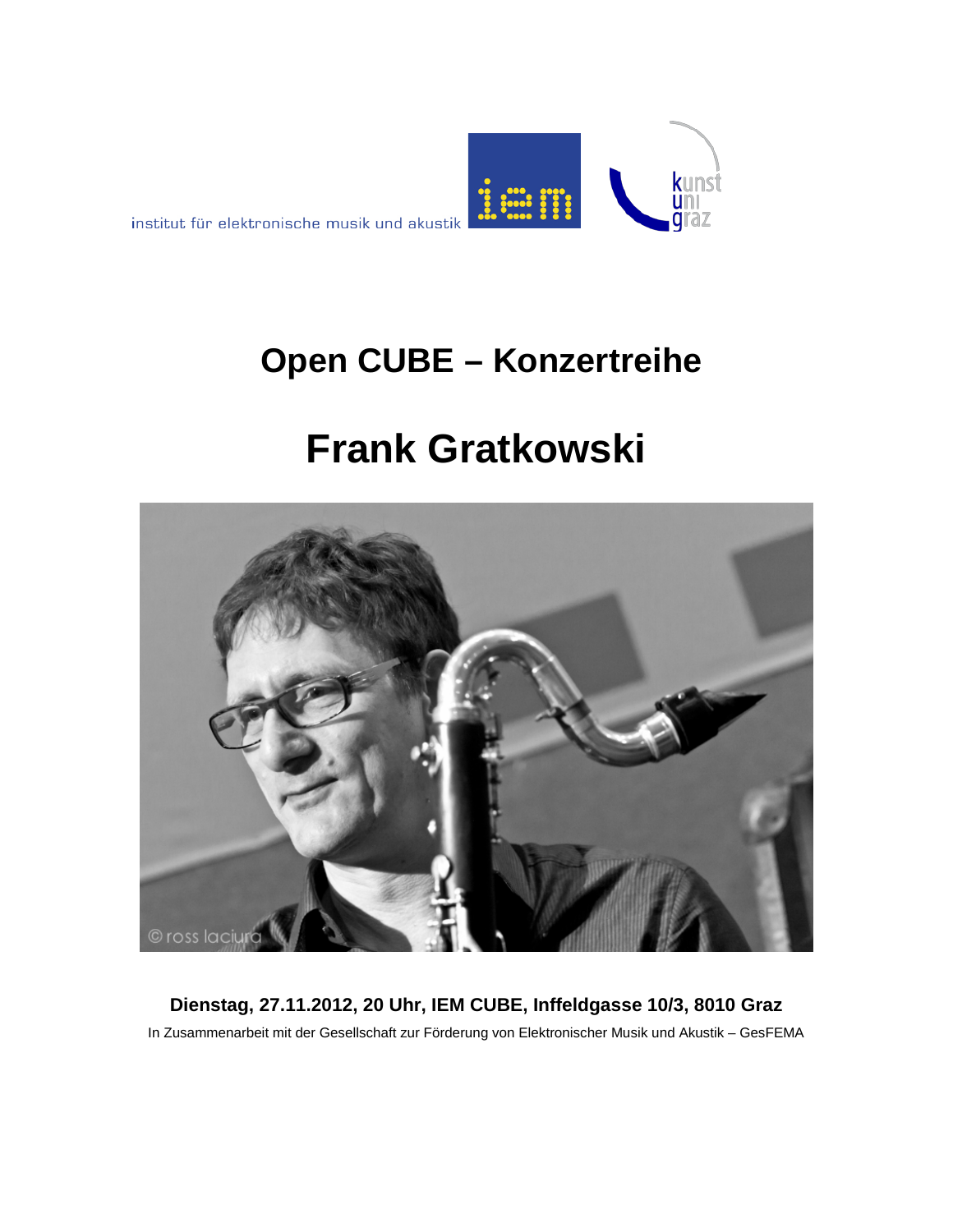institut für elektronische musik und akustik

# Open CUBE – Konzertreihe

# Frank Gratkowski

**Dienstag, 27.11.2012, 20 Uhr, IEM CUBE, Inffeldgasse 10/3, 8010 Graz**

In Zusammenarbeit mit der Gesellschaft zur Förderung von Elektronischer Musik und Akustik – GesFEMA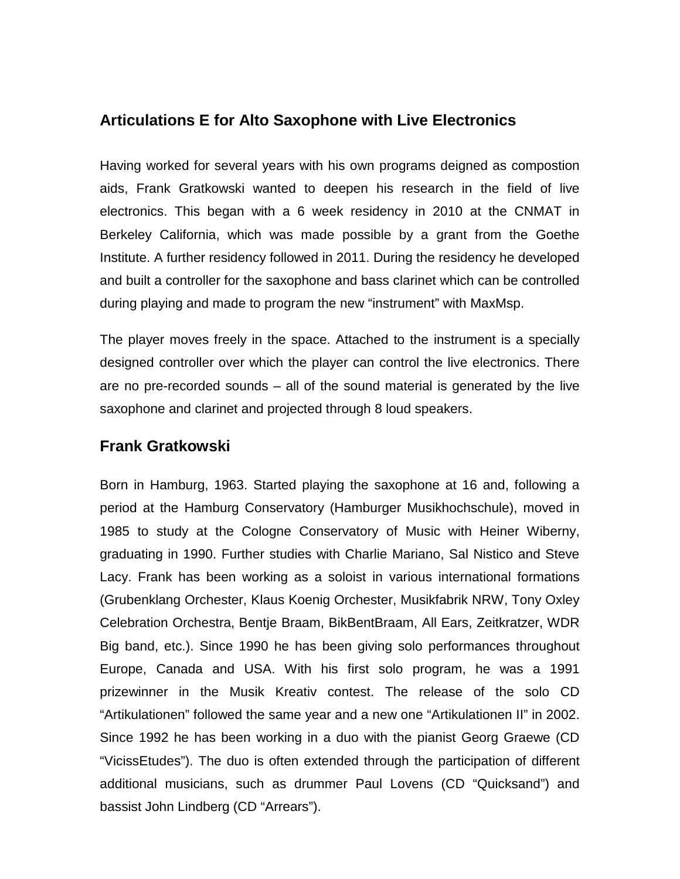## Articulations E for Alto Saxophone with Live Electronics

Having worked for several years with his own programs deigned as compostion aids, Frank Gratkowski wanted to deepen his research in the field of live electronics. This began with a 6 week residency in 2010 at the CNMAT in Berkeley California, which was made possible by a grant from the Goethe Institute. A further residency followed in 2011. During the residency he developed and built a controller for the saxophone and bass clarinet which can be controlled during playing and made to program the new "instrument" with MaxMsp.

The player moves freely in the space. Attached to the instrument is a specially designed controller over which the player can control the live electronics. There are no pre-recorded sounds – all of the sound material is generated by the live saxophone and clarinet and projected through 8 loud speakers.

## Frank Gratkowski

Born in Hamburg, 1963. Started playing the saxophone at 16 and, following a period at the Hamburg Conservatory (Hamburger Musikhochschule), moved in 1985 to study at the Cologne Conservatory of Music with Heiner Wiberny, graduating in 1990. Further studies with Charlie Mariano, Sal Nistico and Steve Lacy. Frank has been working as a soloist in various international formations (Grubenklang Orchester, Klaus Koenig Orchester, Musikfabrik NRW, Tony Oxley Celebration Orchestra, Bentje Braam, BikBentBraam, All Ears, Zeitkratzer, WDR Big band, etc.). Since 1990 he has been giving solo performances throughout Europe, Canada and USA. With his first solo program, he was a 1991 prizewinner in the Musik Kreativ contest. The release of the solo CD "Artikulationen" followed the same year and a new one "Artikulationen II" in 2002. Since 1992 he has been working in a duo with the pianist Georg Graewe (CD "VicissEtudes"). The duo is often extended through the participation of different additional musicians, such as drummer Paul Lovens (CD "Quicksand") and bassist John Lindberg (CD "Arrears").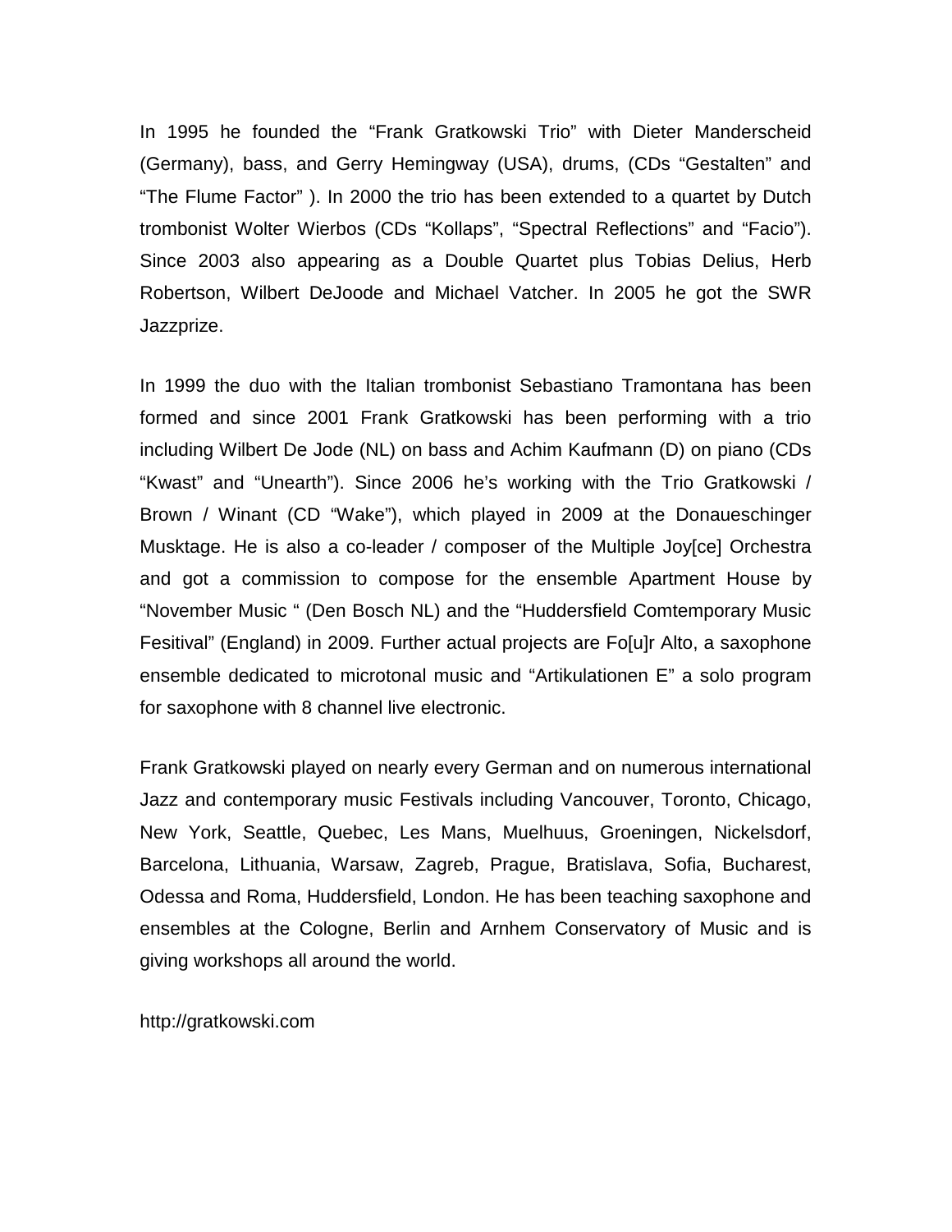In 1995 he founded the "Frank Gratkowski Trio" with Dieter Manderscheid (Germany), bass, and Gerry Hemingway (USA), drums, (CDs "Gestalten" and "The Flume Factor" ). In 2000 the trio has been extended to a quartet by Dutch trombonist Wolter Wierbos (CDs "Kollaps", "Spectral Reflections" and "Facio"). Since 2003 also appearing as a Double Quartet plus Tobias Delius, Herb Robertson, Wilbert DeJoode and Michael Vatcher. In 2005 he got the SWR Jazzprize.

In 1999 the duo with the Italian trombonist Sebastiano Tramontana has been formed and since 2001 Frank Gratkowski has been performing with a trio including Wilbert De Jode (NL) on bass and Achim Kaufmann (D) on piano (CDs "Kwast" and "Unearth"). Since 2006 he's working with the Trio Gratkowski / Brown / Winant (CD "Wake"), which played in 2009 at the Donaueschinger Musktage. He is also a co-leader / composer of the Multiple Joy[ce] Orchestra and got a commission to compose for the ensemble Apartment House by "November Music " (Den Bosch NL) and the "Huddersfield Comtemporary Music Fesitival" (England) in 2009. Further actual projects are Fo[u]r Alto, a saxophone ensemble dedicated to microtonal music and "Artikulationen E" a solo program for saxophone with 8 channel live electronic.

Frank Gratkowski played on nearly every German and on numerous international Jazz and contemporary music Festivals including Vancouver, Toronto, Chicago, New York, Seattle, Quebec, Les Mans, Muelhuus, Groeningen, Nickelsdorf, Barcelona, Lithuania, Warsaw, Zagreb, Prague, Bratislava, Sofia, Bucharest, Odessa and Roma, Huddersfield, London. He has been teaching saxophone and ensembles at the Cologne, Berlin and Arnhem Conservatory of Music and is giving workshops all around the world.

http://gratkowski.com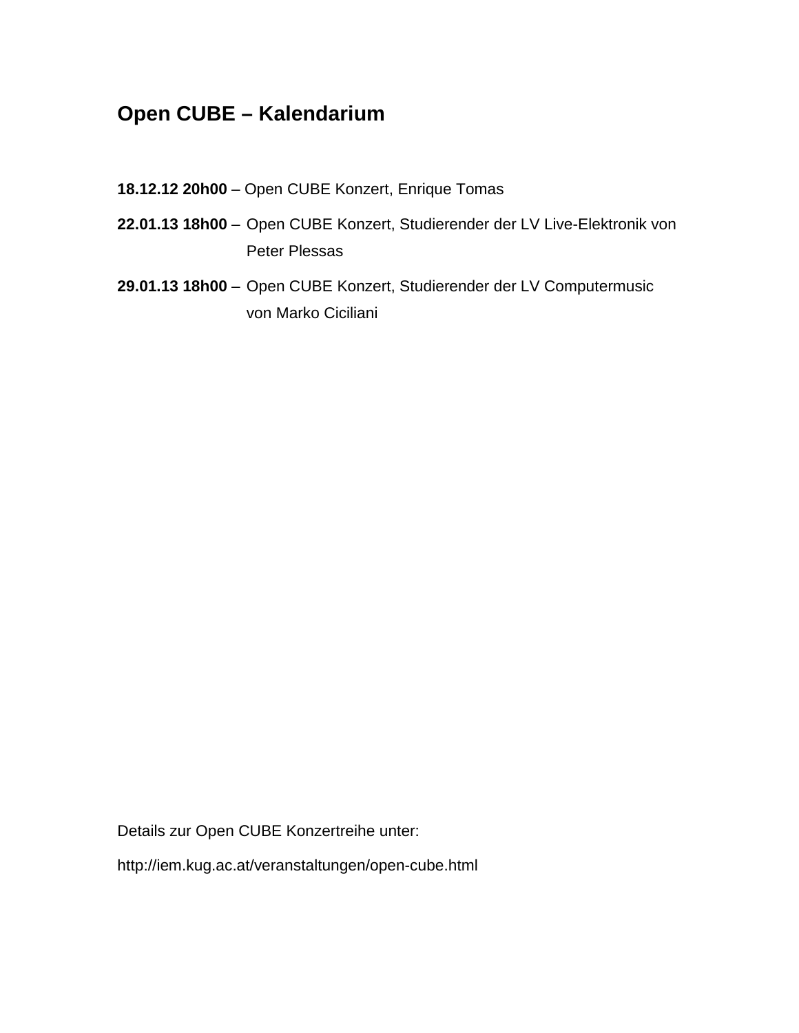## Open CUBE – Kalendarium

**18.12.12 20h00** – Open CUBE Konzert, Enrique Tomas

**22.01.13 18h00** – Open CUBE Konzert, Studierender der LV Live-Elektronik von Peter Plessas

**29.01.13 18h00** – Open CUBE Konzert, Studierender der LV Computermusic von Marko Ciciliani

Details zur Open CUBE Konzertreihe unter:

http://iem.kug.ac.at/veranstaltungen/open-cube.html